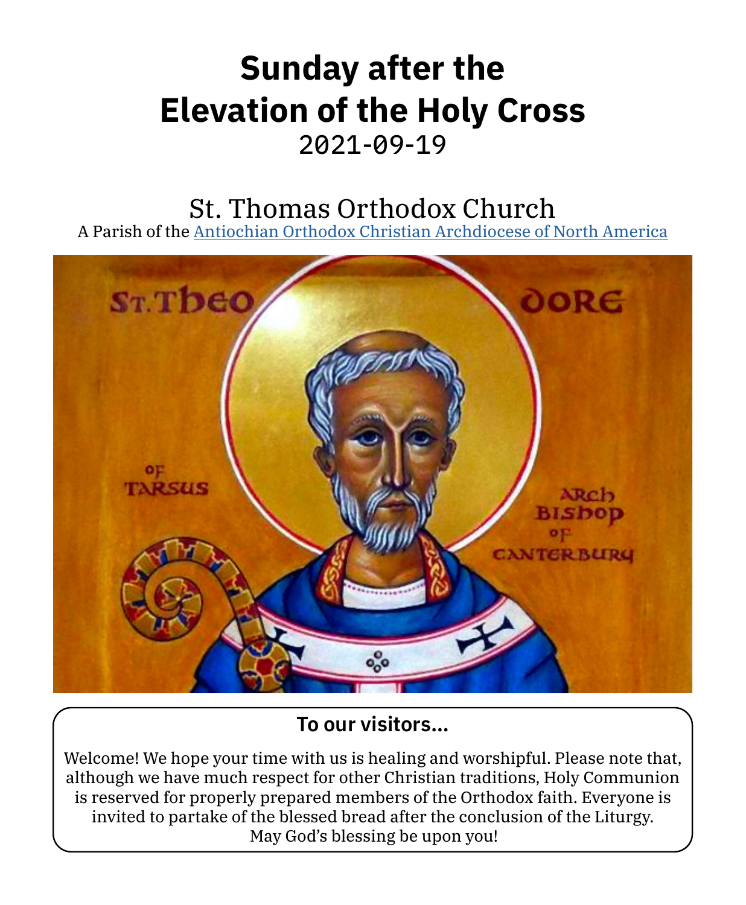# Sunday after the Elevation of the Holy Cross

2021-09-19

## St. Thomas Orthodox Church

A Parish of the Antiochian Orthodox Christian Archdiocese of North America

### To our visitors...

Welcome! We hope your time with us is healing and worshipful. Please note that, although we have much respect for other Christian traditions, Holy Communion is reserved for properly prepared members of the Orthodox faith. Everyone is invited to partake of the blessed bread after the conclusion of the Liturgy. May God's blessing be upon you!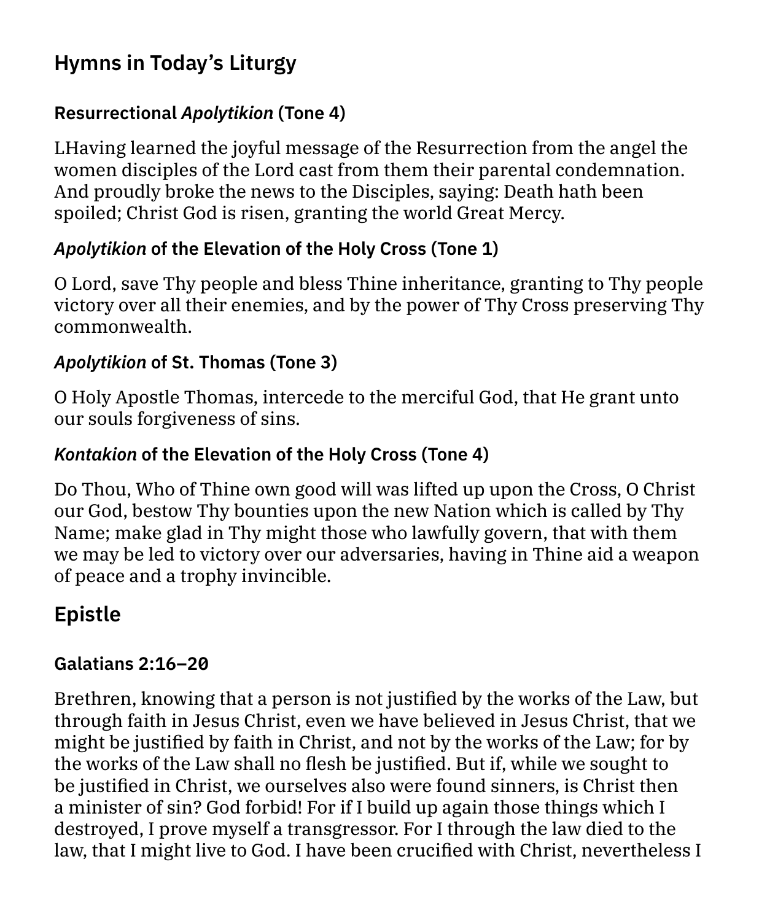## Hymns in Today's Liturgy

### Resurrectional *Apolytikion* (Tone 4)

LHaving learned the joyful message of the Resurrection from the angel the women disciples of the Lord cast from them their parental condemnation. And proudly broke the news to the Disciples, saying: Death hath been spoiled; Christ God is risen, granting the world Great Mercy.

### *Apolytikion* of the Elevation of the Holy Cross (Tone 1)

O Lord, save Thy people and bless Thine inheritance, granting to Thy people victory over all their enemies, and by the power of Thy Cross preserving Thy commonwealth.

### *Apolytikion* of St. Thomas (Tone 3)

O Holy Apostle Thomas, intercede to the merciful God, that He grant unto our souls forgiveness of sins.

### *Kontakion* of the Elevation of the Holy Cross (Tone 4)

Do Thou, Who of Thine own good will was lifted up upon the Cross, O Christ our God, bestow Thy bounties upon the new Nation which is called by Thy Name; make glad in Thy might those who lawfully govern, that with them we may be led to victory over our adversaries, having in Thine aid a weapon of peace and a trophy invincible.

## Epistle

### Galatians 2:16–20

Brethren, knowing that a person is not justified by the works of the Law, but through faith in Jesus Christ, even we have believed in Jesus Christ, that we might be justified by faith in Christ, and not by the works of the Law; for by the works of the Law shall no flesh be justified. But if, while we sought to be justified in Christ, we ourselves also were found sinners, is Christ then a minister of sin? God forbid! For if I build up again those things which I destroyed, I prove myself a transgressor. For I through the law died to the law, that I might live to God. I have been crucified with Christ, nevertheless I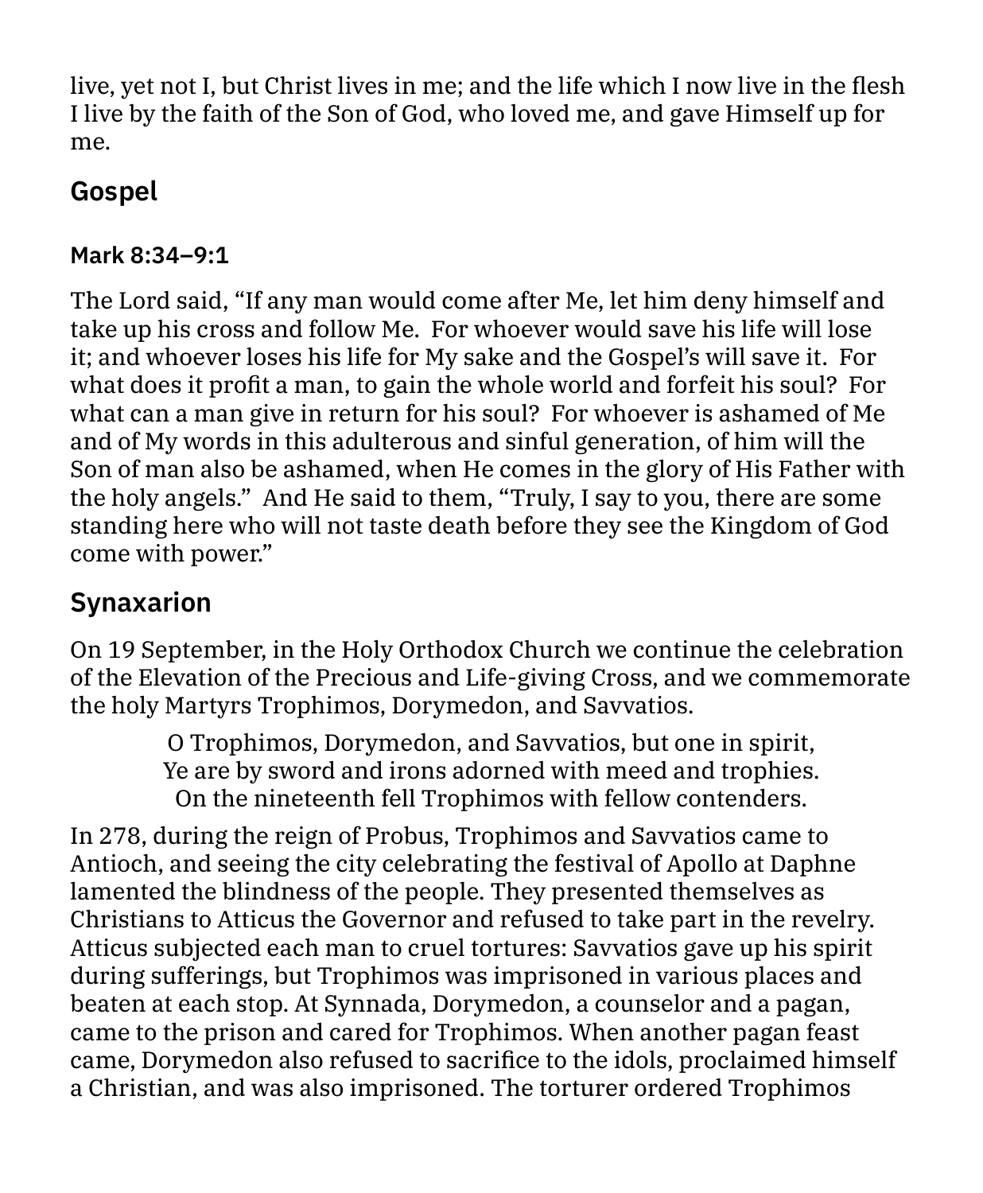live, yet not I, but Christ lives in me; and the life which I now live in the flesh I live by the faith of the Son of God, who loved me, and gave Himself up for me.

## Gospel

### Mark 8:34–9:1

The Lord said, "If any man would come after Me, let him deny himself and take up his cross and follow Me. For whoever would save his life will lose it; and whoever loses his life for My sake and the Gospel's will save it. For what does it profit a man, to gain the whole world and forfeit his soul? For what can a man give in return for his soul? For whoever is ashamed of Me and of My words in this adulterous and sinful generation, of him will the Son of man also be ashamed, when He comes in the glory of His Father with the holy angels." And He said to them, "Truly, I say to you, there are some standing here who will not taste death before they see the Kingdom of God come with power."

## Synaxarion

On 19 September, in the Holy Orthodox Church we continue the celebration of the Elevation of the Precious and Life-giving Cross, and we commemorate the holy Martyrs Trophimos, Dorymedon, and Savvatios.

O Trophimos, Dorymedon, and Savvatios, but one in spirit,
Ye are by sword and irons adorned with meed and trophies.
On the nineteenth fell Trophimos with fellow contenders.

In 278, during the reign of Probus, Trophimos and Savvatios came to Antioch, and seeing the city celebrating the festival of Apollo at Daphne lamented the blindness of the people. They presented themselves as Christians to Atticus the Governor and refused to take part in the revelry. Atticus subjected each man to cruel tortures: Savvatios gave up his spirit during sufferings, but Trophimos was imprisoned in various places and beaten at each stop. At Synnada, Dorymedon, a counselor and a pagan, came to the prison and cared for Trophimos. When another pagan feast came, Dorymedon also refused to sacrifice to the idols, proclaimed himself a Christian, and was also imprisoned. The torturer ordered Trophimos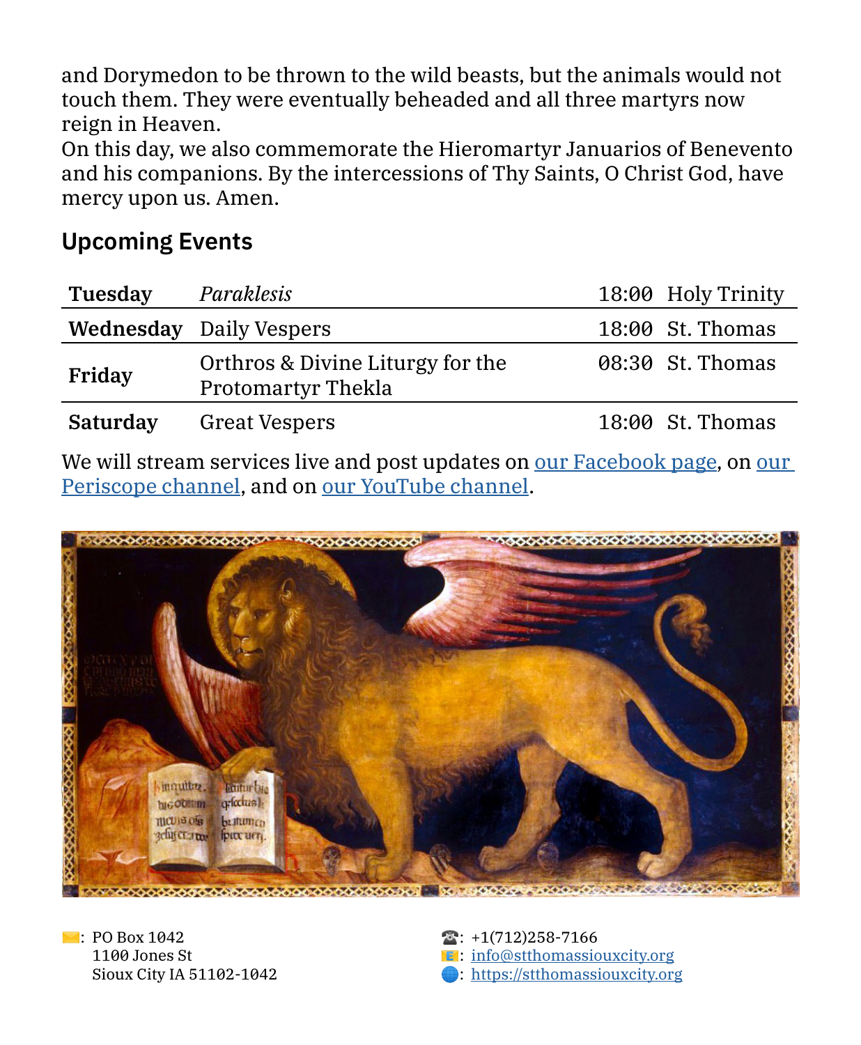and Dorymedon to be thrown to the wild beasts, but the animals would not touch them. They were eventually beheaded and all three martyrs now reign in Heaven.
On this day, we also commemorate the Hieromartyr Januarios of Benevento and his companions. By the intercessions of Thy Saints, O Christ God, have mercy upon us. Amen.

## Upcoming Events

| | | | |
|---|---|---|---|
| **Tuesday** | *Paraklesis* | 18:00 | Holy Trinity |
| **Wednesday** | Daily Vespers | 18:00 | St. Thomas |
| **Friday** | Orthros & Divine Liturgy for the Protomartyr Thekla | 08:30 | St. Thomas |
| **Saturday** | Great Vespers | 18:00 | St. Thomas |

We will stream services live and post updates on our Facebook page, on our Periscope channel, and on our YouTube channel.

✉️: PO Box 1042
1100 Jones St
Sioux City IA 51102-1042

☎: +1(712)258-7166
📧: info@stthomassiouxcity.org
🌐: https://stthomassiouxcity.org